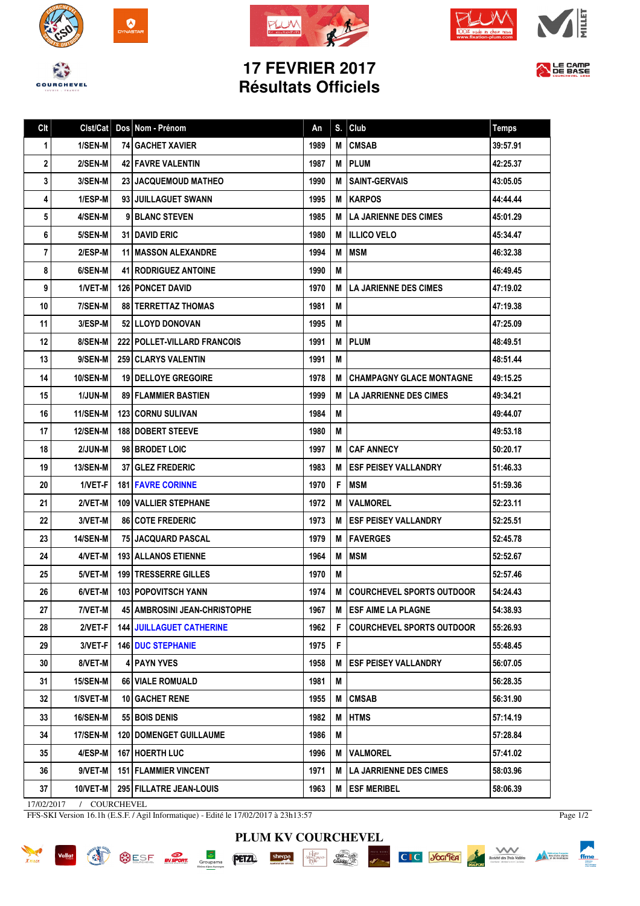# 17 FEVRIER 2017
# Résultats Officiels

| Clt | Clst/Cat | Dos | Nom - Prénom | An | S. | Club | Temps |
|---|---|---|---|---|---|---|---|
| 1 | 1/SEN-M | 74 | GACHET XAVIER | 1989 | M | CMSAB | 39:57.91 |
| 2 | 2/SEN-M | 42 | FAVRE VALENTIN | 1987 | M | PLUM | 42:25.37 |
| 3 | 3/SEN-M | 23 | JACQUEMOUD MATHEO | 1990 | M | SAINT-GERVAIS | 43:05.05 |
| 4 | 1/ESP-M | 93 | JUILLAGUET SWANN | 1995 | M | KARPOS | 44:44.44 |
| 5 | 4/SEN-M | 9 | BLANC STEVEN | 1985 | M | LA JARIENNE DES CIMES | 45:01.29 |
| 6 | 5/SEN-M | 31 | DAVID ERIC | 1980 | M | ILLICO VELO | 45:34.47 |
| 7 | 2/ESP-M | 11 | MASSON ALEXANDRE | 1994 | M | MSM | 46:32.38 |
| 8 | 6/SEN-M | 41 | RODRIGUEZ ANTOINE | 1990 | M | | 46:49.45 |
| 9 | 1/VET-M | 126 | PONCET DAVID | 1970 | M | LA JARIENNE DES CIMES | 47:19.02 |
| 10 | 7/SEN-M | 88 | TERRETTAZ THOMAS | 1981 | M | | 47:19.38 |
| 11 | 3/ESP-M | 52 | LLOYD DONOVAN | 1995 | M | | 47:25.09 |
| 12 | 8/SEN-M | 222 | POLLET-VILLARD FRANCOIS | 1991 | M | PLUM | 48:49.51 |
| 13 | 9/SEN-M | 259 | CLARYS VALENTIN | 1991 | M | | 48:51.44 |
| 14 | 10/SEN-M | 19 | DELLOYE GREGOIRE | 1978 | M | CHAMPAGNY GLACE MONTAGNE | 49:15.25 |
| 15 | 1/JUN-M | 89 | FLAMMIER BASTIEN | 1999 | M | LA JARRIENNE DES CIMES | 49:34.21 |
| 16 | 11/SEN-M | 123 | CORNU SULIVAN | 1984 | M | | 49:44.07 |
| 17 | 12/SEN-M | 188 | DOBERT STEEVE | 1980 | M | | 49:53.18 |
| 18 | 2/JUN-M | 98 | BRODET LOIC | 1997 | M | CAF ANNECY | 50:20.17 |
| 19 | 13/SEN-M | 37 | GLEZ FREDERIC | 1983 | M | ESF PEISEY VALLANDRY | 51:46.33 |
| 20 | 1/VET-F | 181 | FAVRE CORINNE | 1970 | F | MSM | 51:59.36 |
| 21 | 2/VET-M | 109 | VALLIER STEPHANE | 1972 | M | VALMOREL | 52:23.11 |
| 22 | 3/VET-M | 86 | COTE FREDERIC | 1973 | M | ESF PEISEY VALLANDRY | 52:25.51 |
| 23 | 14/SEN-M | 75 | JACQUARD PASCAL | 1979 | M | FAVERGES | 52:45.78 |
| 24 | 4/VET-M | 193 | ALLANOS ETIENNE | 1964 | M | MSM | 52:52.67 |
| 25 | 5/VET-M | 199 | TRESSERRE GILLES | 1970 | M | | 52:57.46 |
| 26 | 6/VET-M | 103 | POPOVITSCH YANN | 1974 | M | COURCHEVEL SPORTS OUTDOOR | 54:24.43 |
| 27 | 7/VET-M | 45 | AMBROSINI JEAN-CHRISTOPHE | 1967 | M | ESF AIME LA PLAGNE | 54:38.93 |
| 28 | 2/VET-F | 144 | JUILLAGUET CATHERINE | 1962 | F | COURCHEVEL SPORTS OUTDOOR | 55:26.93 |
| 29 | 3/VET-F | 146 | DUC STEPHANIE | 1975 | F | | 55:48.45 |
| 30 | 8/VET-M | 4 | PAYN YVES | 1958 | M | ESF PEISEY VALLANDRY | 56:07.05 |
| 31 | 15/SEN-M | 66 | VIALE ROMUALD | 1981 | M | | 56:28.35 |
| 32 | 1/SVET-M | 10 | GACHET RENE | 1955 | M | CMSAB | 56:31.90 |
| 33 | 16/SEN-M | 55 | BOIS DENIS | 1982 | M | HTMS | 57:14.19 |
| 34 | 17/SEN-M | 120 | DOMENGET GUILLAUME | 1986 | M | | 57:28.84 |
| 35 | 4/ESP-M | 167 | HOERTH LUC | 1996 | M | VALMOREL | 57:41.02 |
| 36 | 9/VET-M | 151 | FLAMMIER VINCENT | 1971 | M | LA JARRIENNE DES CIMES | 58:03.96 |
| 37 | 10/VET-M | 295 | FILLATRE JEAN-LOUIS | 1963 | M | ESF MERIBEL | 58:06.39 |

17/02/2017 / COURCHEVEL

FFS-SKI Version 16.1h (E.S.F. / Agil Informatique) - Edité le 17/02/2017 à 23h13:57

PLUM KV COURCHEVEL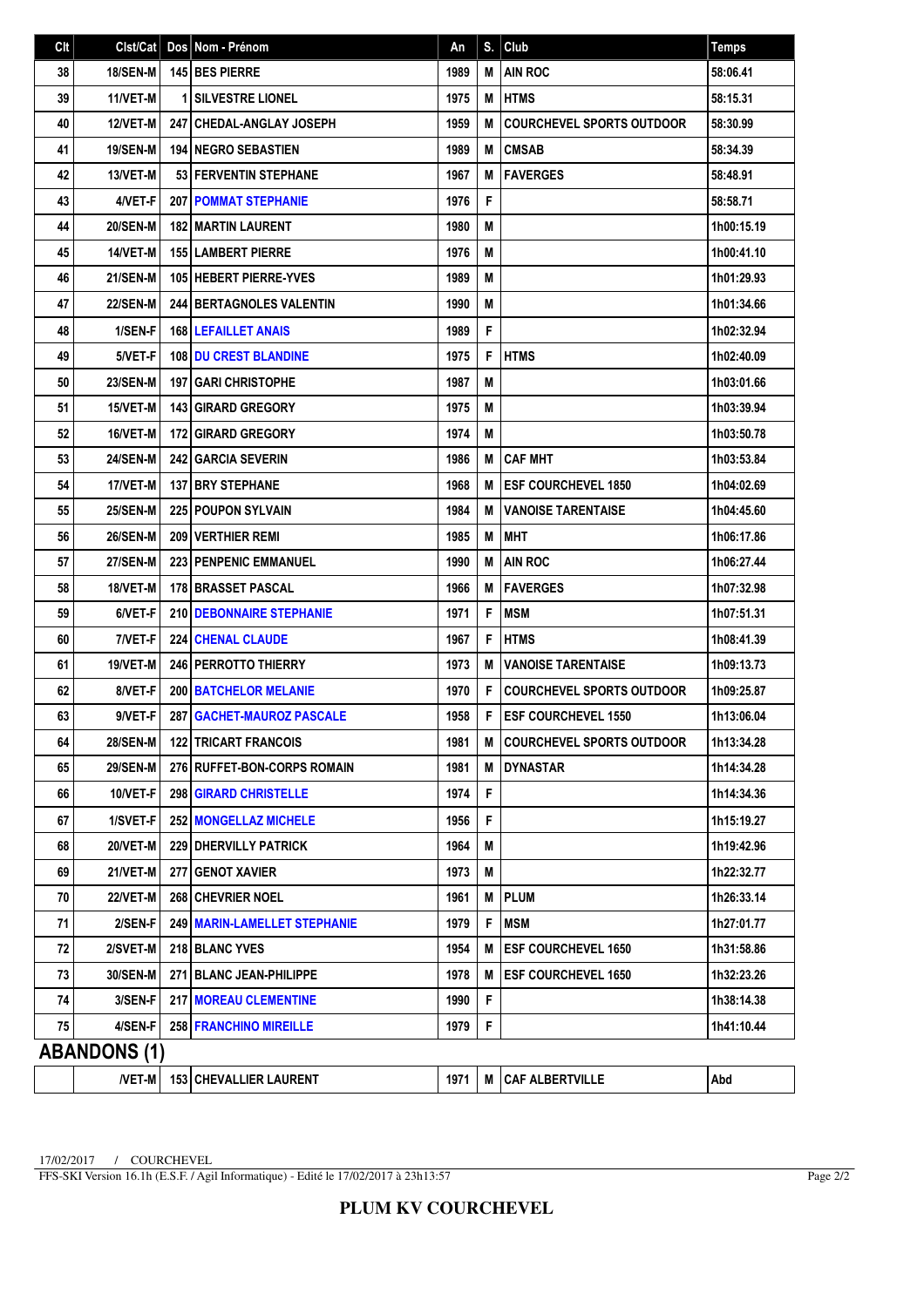| Clt | Clst/Cat | Dos | Nom - Prénom | An | S. | Club | Temps |
|---|---|---|---|---|---|---|---|
| 38 | 18/SEN-M | 145 | BES PIERRE | 1989 | M | AIN ROC | 58:06.41 |
| 39 | 11/VET-M | 1 | SILVESTRE LIONEL | 1975 | M | HTMS | 58:15.31 |
| 40 | 12/VET-M | 247 | CHEDAL-ANGLAY JOSEPH | 1959 | M | COURCHEVEL SPORTS OUTDOOR | 58:30.99 |
| 41 | 19/SEN-M | 194 | NEGRO SEBASTIEN | 1989 | M | CMSAB | 58:34.39 |
| 42 | 13/VET-M | 53 | FERVENTIN STEPHANE | 1967 | M | FAVERGES | 58:48.91 |
| 43 | 4/VET-F | 207 | POMMAT STEPHANIE | 1976 | F | | 58:58.71 |
| 44 | 20/SEN-M | 182 | MARTIN LAURENT | 1980 | M | | 1h00:15.19 |
| 45 | 14/VET-M | 155 | LAMBERT PIERRE | 1976 | M | | 1h00:41.10 |
| 46 | 21/SEN-M | 105 | HEBERT PIERRE-YVES | 1989 | M | | 1h01:29.93 |
| 47 | 22/SEN-M | 244 | BERTAGNOLES VALENTIN | 1990 | M | | 1h01:34.66 |
| 48 | 1/SEN-F | 168 | LEFAILLET ANAIS | 1989 | F | | 1h02:32.94 |
| 49 | 5/VET-F | 108 | DU CREST BLANDINE | 1975 | F | HTMS | 1h02:40.09 |
| 50 | 23/SEN-M | 197 | GARI CHRISTOPHE | 1987 | M | | 1h03:01.66 |
| 51 | 15/VET-M | 143 | GIRARD GREGORY | 1975 | M | | 1h03:39.94 |
| 52 | 16/VET-M | 172 | GIRARD GREGORY | 1974 | M | | 1h03:50.78 |
| 53 | 24/SEN-M | 242 | GARCIA SEVERIN | 1986 | M | CAF MHT | 1h03:53.84 |
| 54 | 17/VET-M | 137 | BRY STEPHANE | 1968 | M | ESF COURCHEVEL 1850 | 1h04:02.69 |
| 55 | 25/SEN-M | 225 | POUPON SYLVAIN | 1984 | M | VANOISE TARENTAISE | 1h04:45.60 |
| 56 | 26/SEN-M | 209 | VERTHIER REMI | 1985 | M | MHT | 1h06:17.86 |
| 57 | 27/SEN-M | 223 | PENPENIC EMMANUEL | 1990 | M | AIN ROC | 1h06:27.44 |
| 58 | 18/VET-M | 178 | BRASSET PASCAL | 1966 | M | FAVERGES | 1h07:32.98 |
| 59 | 6/VET-F | 210 | DEBONNAIRE STEPHANIE | 1971 | F | MSM | 1h07:51.31 |
| 60 | 7/VET-F | 224 | CHENAL CLAUDE | 1967 | F | HTMS | 1h08:41.39 |
| 61 | 19/VET-M | 246 | PERROTTO THIERRY | 1973 | M | VANOISE TARENTAISE | 1h09:13.73 |
| 62 | 8/VET-F | 200 | BATCHELOR MELANIE | 1970 | F | COURCHEVEL SPORTS OUTDOOR | 1h09:25.87 |
| 63 | 9/VET-F | 287 | GACHET-MAUROZ PASCALE | 1958 | F | ESF COURCHEVEL 1550 | 1h13:06.04 |
| 64 | 28/SEN-M | 122 | TRICART FRANCOIS | 1981 | M | COURCHEVEL SPORTS OUTDOOR | 1h13:34.28 |
| 65 | 29/SEN-M | 276 | RUFFET-BON-CORPS ROMAIN | 1981 | M | DYNASTAR | 1h14:34.28 |
| 66 | 10/VET-F | 298 | GIRARD CHRISTELLE | 1974 | F | | 1h14:34.36 |
| 67 | 1/SVET-F | 252 | MONGELLAZ MICHELE | 1956 | F | | 1h15:19.27 |
| 68 | 20/VET-M | 229 | DHERVILLY PATRICK | 1964 | M | | 1h19:42.96 |
| 69 | 21/VET-M | 277 | GENOT XAVIER | 1973 | M | | 1h22:32.77 |
| 70 | 22/VET-M | 268 | CHEVRIER NOEL | 1961 | M | PLUM | 1h26:33.14 |
| 71 | 2/SEN-F | 249 | MARIN-LAMELLET STEPHANIE | 1979 | F | MSM | 1h27:01.77 |
| 72 | 2/SVET-M | 218 | BLANC YVES | 1954 | M | ESF COURCHEVEL 1650 | 1h31:58.86 |
| 73 | 30/SEN-M | 271 | BLANC JEAN-PHILIPPE | 1978 | M | ESF COURCHEVEL 1650 | 1h32:23.26 |
| 74 | 3/SEN-F | 217 | MOREAU CLEMENTINE | 1990 | F | | 1h38:14.38 |
| 75 | 4/SEN-F | 258 | FRANCHINO MIREILLE | 1979 | F | | 1h41:10.44 |

## ABANDONS (1)

| | | | | | | | |
|---|---|---|---|---|---|---|---|
| | /VET-M | 153 | CHEVALLIER LAURENT | 1971 | M | CAF ALBERTVILLE | Abd |

17/02/2017 / COURCHEVEL

FFS-SKI Version 16.1h (E.S.F. / Agil Informatique) - Edité le 17/02/2017 à 23h13:57

**PLUM KV COURCHEVEL**